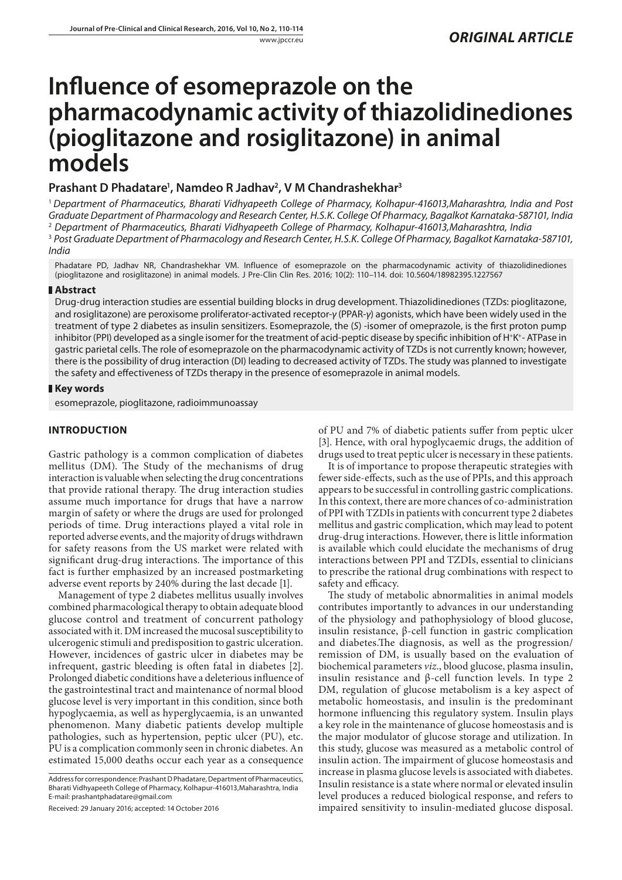ORIGINAL ARTICLE

# Influence of esomeprazole on the pharmacodynamic activity of thiazolidinediones (pioglitazone and rosiglitazone) in animal models

**Prashant D Phadatare[1], Namdeo R Jadhav[2], V M Chandrashekhar[3]**

[1] *Department of Pharmaceutics, Bharati Vidhyapeeth College of Pharmacy, Kolhapur-416013,Maharashtra, India and Post Graduate Department of Pharmacology and Research Center, H.S.K. College Of Pharmacy, Bagalkot Karnataka-587101, India*
[2] *Department of Pharmaceutics, Bharati Vidhyapeeth College of Pharmacy, Kolhapur-416013,Maharashtra, India*
[3] *Post Graduate Department of Pharmacology and Research Center, H.S.K. College Of Pharmacy, Bagalkot Karnataka-587101, India*

Phadatare PD, Jadhav NR, Chandrashekhar VM. Influence of esomeprazole on the pharmacodynamic activity of thiazolidinediones (pioglitazone and rosiglitazone) in animal models. J Pre-Clin Clin Res. 2016; 10(2): 110–114. doi: 10.5604/18982395.1227567

## Abstract

Drug-drug interaction studies are essential building blocks in drug development. Thiazolidinediones (TZDs: pioglitazone, and rosiglitazone) are peroxisome proliferator-activated receptor-γ (PPAR-γ) agonists, which have been widely used in the treatment of type 2 diabetes as insulin sensitizers. Esomeprazole, the (*S*) -isomer of omeprazole, is the first proton pump inhibitor (PPI) developed as a single isomer for the treatment of acid-peptic disease by specific inhibition of $H^+K^+$- ATPase in gastric parietal cells. The role of esomeprazole on the pharmacodynamic activity of TZDs is not currently known; however, there is the possibility of drug interaction (DI) leading to decreased activity of TZDs. The study was planned to investigate the safety and effectiveness of TZDs therapy in the presence of esomeprazole in animal models.

## Key words

esomeprazole, pioglitazone, radioimmunoassay

## INTRODUCTION

Gastric pathology is a common complication of diabetes mellitus (DM). The Study of the mechanisms of drug interaction is valuable when selecting the drug concentrations that provide rational therapy. The drug interaction studies assume much importance for drugs that have a narrow margin of safety or where the drugs are used for prolonged periods of time. Drug interactions played a vital role in reported adverse events, and the majority of drugs withdrawn for safety reasons from the US market were related with significant drug-drug interactions. The importance of this fact is further emphasized by an increased postmarketing adverse event reports by 240% during the last decade [1].

Management of type 2 diabetes mellitus usually involves combined pharmacological therapy to obtain adequate blood glucose control and treatment of concurrent pathology associated with it. DM increased the mucosal susceptibility to ulcerogenic stimuli and predisposition to gastric ulceration. However, incidences of gastric ulcer in diabetes may be infrequent, gastric bleeding is often fatal in diabetes [2]. Prolonged diabetic conditions have a deleterious influence of the gastrointestinal tract and maintenance of normal blood glucose level is very important in this condition, since both hypoglycaemia, as well as hyperglycaemia, is an unwanted phenomenon. Many diabetic patients develop multiple pathologies, such as hypertension, peptic ulcer (PU), etc. PU is a complication commonly seen in chronic diabetes. An estimated 15,000 deaths occur each year as a consequence of PU and 7% of diabetic patients suffer from peptic ulcer [3]. Hence, with oral hypoglycaemic drugs, the addition of drugs used to treat peptic ulcer is necessary in these patients.

It is of importance to propose therapeutic strategies with fewer side-effects, such as the use of PPIs, and this approach appears to be successful in controlling gastric complications. In this context, there are more chances of co-administration of PPI with TZDIs in patients with concurrent type 2 diabetes mellitus and gastric complication, which may lead to potent drug-drug interactions. However, there is little information is available which could elucidate the mechanisms of drug interactions between PPI and TZDIs, essential to clinicians to prescribe the rational drug combinations with respect to safety and efficacy.

The study of metabolic abnormalities in animal models contributes importantly to advances in our understanding of the physiology and pathophysiology of blood glucose, insulin resistance, β-cell function in gastric complication and diabetes.The diagnosis, as well as the progression/ remission of DM, is usually based on the evaluation of biochemical parameters *viz*., blood glucose, plasma insulin, insulin resistance and β-cell function levels. In type 2 DM, regulation of glucose metabolism is a key aspect of metabolic homeostasis, and insulin is the predominant hormone influencing this regulatory system. Insulin plays a key role in the maintenance of glucose homeostasis and is the major modulator of glucose storage and utilization. In this study, glucose was measured as a metabolic control of insulin action. The impairment of glucose homeostasis and increase in plasma glucose levels is associated with diabetes. Insulin resistance is a state where normal or elevated insulin level produces a reduced biological response, and refers to impaired sensitivity to insulin-mediated glucose disposal.

Address for correspondence: Prashant D Phadatare, Department of Pharmaceutics, Bharati Vidhyapeeth College of Pharmacy, Kolhapur-416013,Maharashtra, India
E-mail: prashantphadatare@gmail.com

Received: 29 January 2016; accepted: 14 October 2016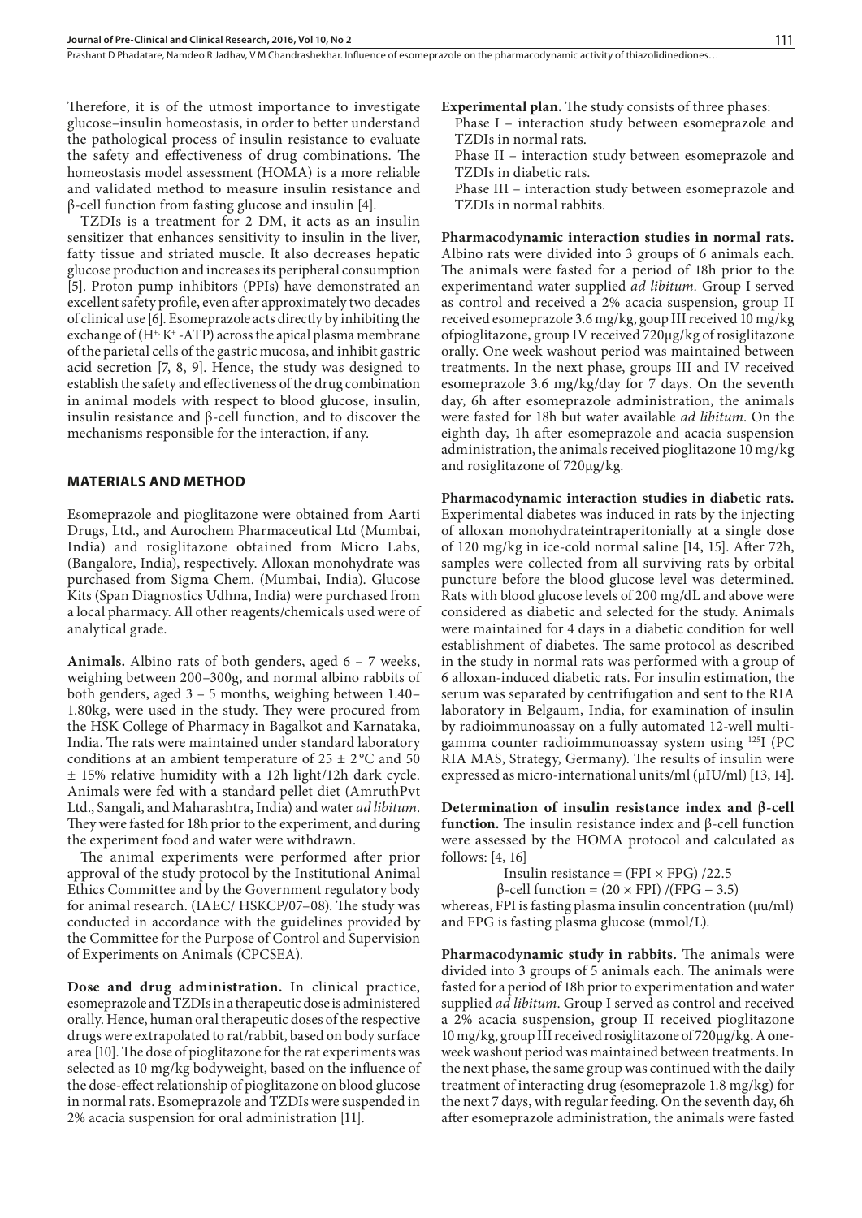Therefore, it is of the utmost importance to investigate glucose–insulin homeostasis, in order to better understand the pathological process of insulin resistance to evaluate the safety and effectiveness of drug combinations. The homeostasis model assessment (HOMA) is a more reliable and validated method to measure insulin resistance and β-cell function from fasting glucose and insulin [4].

TZDIs is a treatment for 2 DM, it acts as an insulin sensitizer that enhances sensitivity to insulin in the liver, fatty tissue and striated muscle. It also decreases hepatic glucose production and increases its peripheral consumption [5]. Proton pump inhibitors (PPIs) have demonstrated an excellent safety profile, even after approximately two decades of clinical use [6]. Esomeprazole acts directly by inhibiting the exchange of ($H^{+}$, $K^{+}$ -ATP) across the apical plasma membrane of the parietal cells of the gastric mucosa, and inhibit gastric acid secretion [7, 8, 9]. Hence, the study was designed to establish the safety and effectiveness of the drug combination in animal models with respect to blood glucose, insulin, insulin resistance and β-cell function, and to discover the mechanisms responsible for the interaction, if any.

## MATERIALS AND METHOD

Esomeprazole and pioglitazone were obtained from Aarti Drugs, Ltd., and Aurochem Pharmaceutical Ltd (Mumbai, India) and rosiglitazone obtained from Micro Labs, (Bangalore, India), respectively. Alloxan monohydrate was purchased from Sigma Chem. (Mumbai, India). Glucose Kits (Span Diagnostics Udhna, India) were purchased from a local pharmacy. All other reagents/chemicals used were of analytical grade.

**Animals.** Albino rats of both genders, aged 6 – 7 weeks, weighing between 200–300g, and normal albino rabbits of both genders, aged 3 – 5 months, weighing between 1.40–1.80kg, were used in the study. They were procured from the HSK College of Pharmacy in Bagalkot and Karnataka, India. The rats were maintained under standard laboratory conditions at an ambient temperature of 25 ± 2 °C and 50 ± 15% relative humidity with a 12h light/12h dark cycle. Animals were fed with a standard pellet diet (AmruthPvt Ltd., Sangali, and Maharashtra, India) and water *ad libitum*. They were fasted for 18h prior to the experiment, and during the experiment food and water were withdrawn.

The animal experiments were performed after prior approval of the study protocol by the Institutional Animal Ethics Committee and by the Government regulatory body for animal research. (IAEC/ HSKCP/07–08). The study was conducted in accordance with the guidelines provided by the Committee for the Purpose of Control and Supervision of Experiments on Animals (CPCSEA).

**Dose and drug administration.** In clinical practice, esomeprazole and TZDIs in a therapeutic dose is administered orally. Hence, human oral therapeutic doses of the respective drugs were extrapolated to rat/rabbit, based on body surface area [10]. The dose of pioglitazone for the rat experiments was selected as 10 mg/kg bodyweight, based on the influence of the dose-effect relationship of pioglitazone on blood glucose in normal rats. Esomeprazole and TZDIs were suspended in 2% acacia suspension for oral administration [11].

**Experimental plan.** The study consists of three phases:

Phase I – interaction study between esomeprazole and TZDIs in normal rats.

Phase II – interaction study between esomeprazole and TZDIs in diabetic rats.

Phase III – interaction study between esomeprazole and TZDIs in normal rabbits.

**Pharmacodynamic interaction studies in normal rats.** Albino rats were divided into 3 groups of 6 animals each. The animals were fasted for a period of 18h prior to the experimentand water supplied *ad libitum*. Group I served as control and received a 2% acacia suspension, group II received esomeprazole 3.6 mg/kg, goup III received 10 mg/kg ofpioglitazone, group IV received 720μg/kg of rosiglitazone orally. One week washout period was maintained between treatments. In the next phase, groups III and IV received esomeprazole 3.6 mg/kg/day for 7 days. On the seventh day, 6h after esomeprazole administration, the animals were fasted for 18h but water available *ad libitum*. On the eighth day, 1h after esomeprazole and acacia suspension administration, the animals received pioglitazone 10 mg/kg and rosiglitazone of 720μg/kg.

**Pharmacodynamic interaction studies in diabetic rats.** Experimental diabetes was induced in rats by the injecting of alloxan monohydrateintraperitonially at a single dose of 120 mg/kg in ice-cold normal saline [14, 15]. After 72h, samples were collected from all surviving rats by orbital puncture before the blood glucose level was determined. Rats with blood glucose levels of 200 mg/dL and above were considered as diabetic and selected for the study. Animals were maintained for 4 days in a diabetic condition for well establishment of diabetes. The same protocol as described in the study in normal rats was performed with a group of 6 alloxan-induced diabetic rats. For insulin estimation, the serum was separated by centrifugation and sent to the RIA laboratory in Belgaum, India, for examination of insulin by radioimmunoassay on a fully automated 12-well multi-gamma counter radioimmunoassay system using $^{125}I$ (PC RIA MAS, Strategy, Germany). The results of insulin were expressed as micro-international units/ml (μIU/ml) [13, 14].

**Determination of insulin resistance index and β-cell function.** The insulin resistance index and β-cell function were assessed by the HOMA protocol and calculated as follows: [4, 16]

$$\text{Insulin resistance} = (FPI \times FPG) / 22.5$$

$$\beta\text{-cell function} = (20 \times FPI) / (FPG - 3.5)$$

whereas, FPI is fasting plasma insulin concentration (μu/ml) and FPG is fasting plasma glucose (mmol/L).

**Pharmacodynamic study in rabbits.** The animals were divided into 3 groups of 5 animals each. The animals were fasted for a period of 18h prior to experimentation and water supplied *ad libitum*. Group I served as control and received a 2% acacia suspension, group II received pioglitazone 10 mg/kg, group III received rosiglitazone of 720μg/kg**.** A **o**ne-week washout period was maintained between treatments. In the next phase, the same group was continued with the daily treatment of interacting drug (esomeprazole 1.8 mg/kg) for the next 7 days, with regular feeding. On the seventh day, 6h after esomeprazole administration, the animals were fasted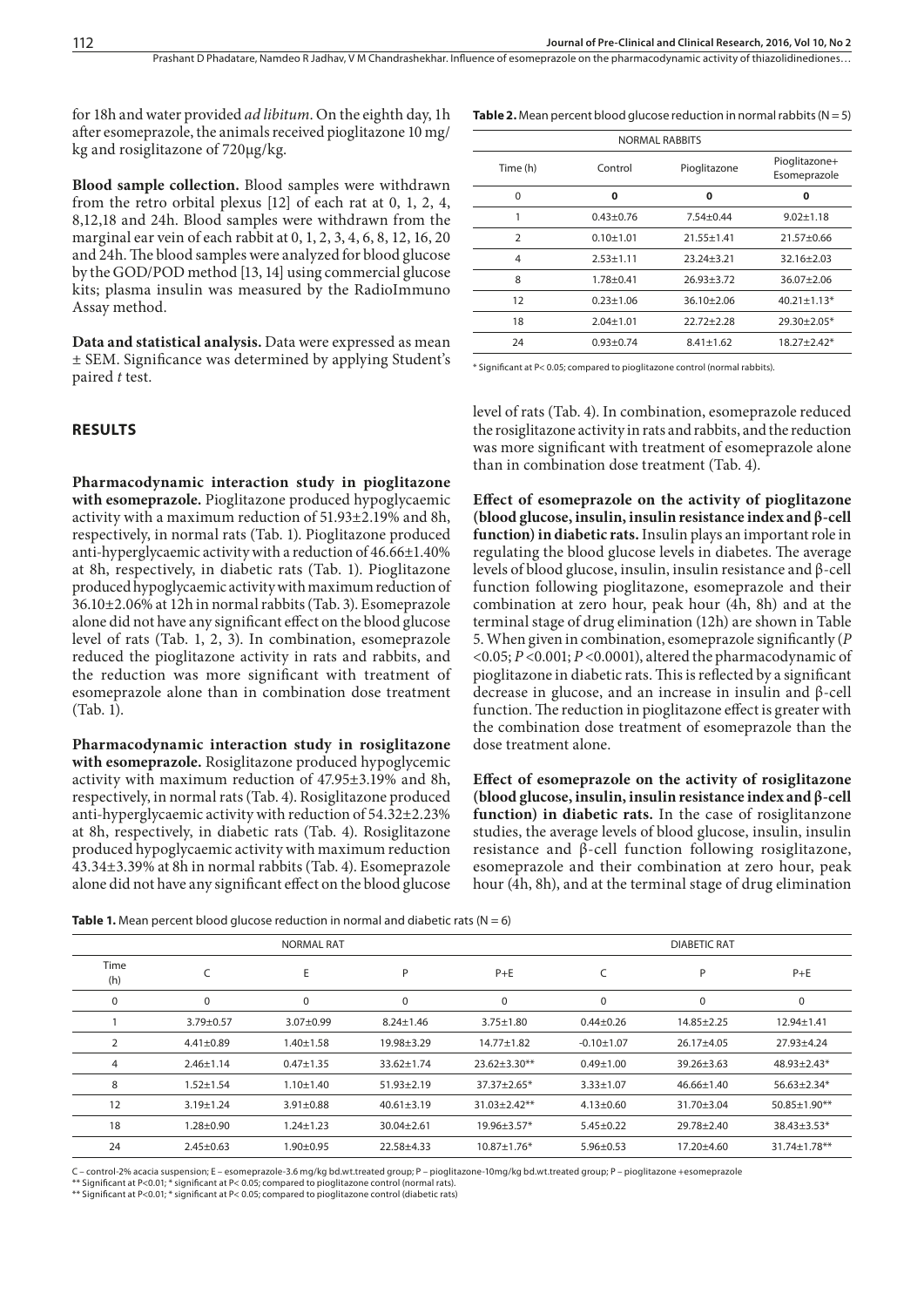for 18h and water provided *ad libitum*. On the eighth day, 1h after esomeprazole, the animals received pioglitazone 10 mg/kg and rosiglitazone of 720μg/kg.

**Blood sample collection.** Blood samples were withdrawn from the retro orbital plexus [12] of each rat at 0, 1, 2, 4, 8,12,18 and 24h. Blood samples were withdrawn from the marginal ear vein of each rabbit at 0, 1, 2, 3, 4, 6, 8, 12, 16, 20 and 24h. The blood samples were analyzed for blood glucose by the GOD/POD method [13, 14] using commercial glucose kits; plasma insulin was measured by the RadioImmuno Assay method.

**Data and statistical analysis.** Data were expressed as mean ± SEM. Significance was determined by applying Student's paired *t* test.

**Table 2.** Mean percent blood glucose reduction in normal rabbits (N = 5)

| NORMAL RABBITS | | | |
|---|---|---|---|
| Time (h) | Control | Pioglitazone | Pioglitazone+ Esomeprazole |
| 0 | **0** | **0** | **0** |
| 1 | 0.43±0.76 | 7.54±0.44 | 9.02±1.18 |
| 2 | 0.10±1.01 | 21.55±1.41 | 21.57±0.66 |
| 4 | 2.53±1.11 | 23.24±3.21 | 32.16±2.03 |
| 8 | 1.78±0.41 | 26.93±3.72 | 36.07±2.06 |
| 12 | 0.23±1.06 | 36.10±2.06 | 40.21±1.13* |
| 18 | 2.04±1.01 | 22.72±2.28 | 29.30±2.05* |
| 24 | 0.93±0.74 | 8.41±1.62 | 18.27±2.42* |

\* Significant at P< 0.05; compared to pioglitazone control (normal rabbits).

## RESULTS

**Pharmacodynamic interaction study in pioglitazone with esomeprazole.** Pioglitazone produced hypoglycaemic activity with a maximum reduction of 51.93±2.19% and 8h, respectively, in normal rats (Tab. 1). Pioglitazone produced anti-hyperglycaemic activity with a reduction of 46.66±1.40% at 8h, respectively, in diabetic rats (Tab. 1). Pioglitazone produced hypoglycaemic activity with maximum reduction of 36.10±2.06% at 12h in normal rabbits (Tab. 3). Esomeprazole alone did not have any significant effect on the blood glucose level of rats (Tab. 1, 2, 3). In combination, esomeprazole reduced the pioglitazone activity in rats and rabbits, and the reduction was more significant with treatment of esomeprazole alone than in combination dose treatment (Tab. 1).

**Pharmacodynamic interaction study in rosiglitazone with esomeprazole.** Rosiglitazone produced hypoglycemic activity with maximum reduction of 47.95±3.19% and 8h, respectively, in normal rats (Tab. 4). Rosiglitazone produced anti-hyperglycaemic activity with reduction of 54.32±2.23% at 8h, respectively, in diabetic rats (Tab. 4). Rosiglitazone produced hypoglycaemic activity with maximum reduction 43.34±3.39% at 8h in normal rabbits (Tab. 4). Esomeprazole alone did not have any significant effect on the blood glucose level of rats (Tab. 4). In combination, esomeprazole reduced the rosiglitazone activity in rats and rabbits, and the reduction was more significant with treatment of esomeprazole alone than in combination dose treatment (Tab. 4).

**Effect of esomeprazole on the activity of pioglitazone (blood glucose, insulin, insulin resistance index and β-cell function) in diabetic rats.** Insulin plays an important role in regulating the blood glucose levels in diabetes. The average levels of blood glucose, insulin, insulin resistance and β-cell function following pioglitazone, esomeprazole and their combination at zero hour, peak hour (4h, 8h) and at the terminal stage of drug elimination (12h) are shown in Table 5. When given in combination, esomeprazole significantly ($P < 0.05$; $P < 0.001$; $P < 0.0001$), altered the pharmacodynamic of pioglitazone in diabetic rats. This is reflected by a significant decrease in glucose, and an increase in insulin and β-cell function. The reduction in pioglitazone effect is greater with the combination dose treatment of esomeprazole than the dose treatment alone.

**Effect of esomeprazole on the activity of rosiglitazone (blood glucose, insulin, insulin resistance index and β-cell function) in diabetic rats.** In the case of rosiglitanzone studies, the average levels of blood glucose, insulin, insulin resistance and β-cell function following rosiglitazone, esomeprazole and their combination at zero hour, peak hour (4h, 8h), and at the terminal stage of drug elimination

**Table 1.** Mean percent blood glucose reduction in normal and diabetic rats (N = 6)

| | NORMAL RAT | | | | DIABETIC RAT | | |
|---|---|---|---|---|---|---|---|
| Time (h) | C | E | P | P+E | C | P | P+E |
| 0 | 0 | 0 | 0 | 0 | 0 | 0 | 0 |
| 1 | 3.79±0.57 | 3.07±0.99 | 8.24±1.46 | 3.75±1.80 | 0.44±0.26 | 14.85±2.25 | 12.94±1.41 |
| 2 | 4.41±0.89 | 1.40±1.58 | 19.98±3.29 | 14.77±1.82 | -0.10±1.07 | 26.17±4.05 | 27.93±4.24 |
| 4 | 2.46±1.14 | 0.47±1.35 | 33.62±1.74 | 23.62±3.30** | 0.49±1.00 | 39.26±3.63 | 48.93±2.43* |
| 8 | 1.52±1.54 | 1.10±1.40 | 51.93±2.19 | 37.37±2.65* | 3.33±1.07 | 46.66±1.40 | 56.63±2.34* |
| 12 | 3.19±1.24 | 3.91±0.88 | 40.61±3.19 | 31.03±2.42** | 4.13±0.60 | 31.70±3.04 | 50.85±1.90** |
| 18 | 1.28±0.90 | 1.24±1.23 | 30.04±2.61 | 19.96±3.57* | 5.45±0.22 | 29.78±2.40 | 38.43±3.53* |
| 24 | 2.45±0.63 | 1.90±0.95 | 22.58±4.33 | 10.87±1.76* | 5.96±0.53 | 17.20±4.60 | 31.74±1.78** |

C – control-2% acacia suspension; E – esomeprazole-3.6 mg/kg bd.wt.treated group; P – pioglitazone-10mg/kg bd.wt.treated group; P – pioglitazone +esomeprazole

\*\* Significant at P<0.01; \* significant at P< 0.05; compared to pioglitazone control (normal rats).

\*\* Significant at P<0.01; \* significant at P< 0.05; compared to pioglitazone control (diabetic rats)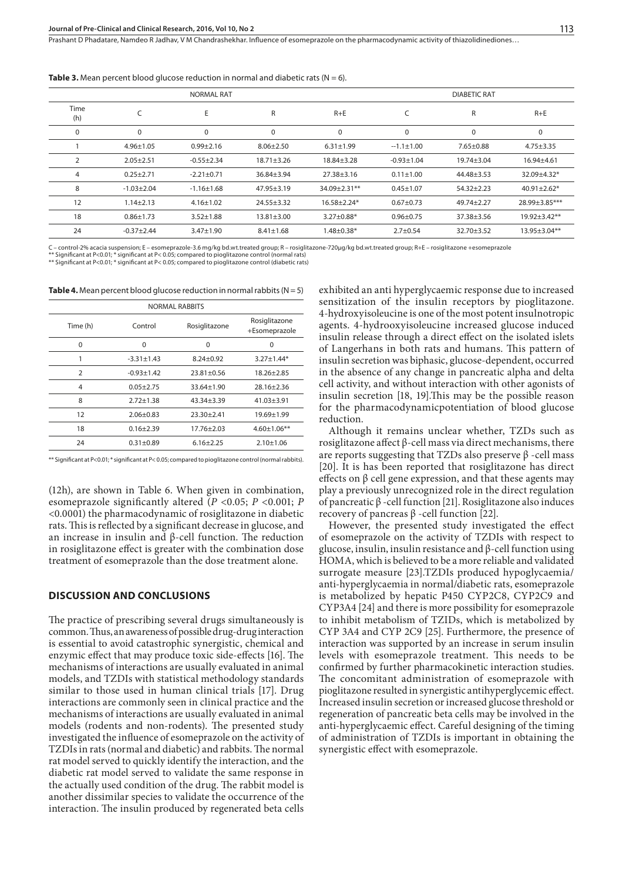**Table 3.** Mean percent blood glucose reduction in normal and diabetic rats (N = 6).

| | NORMAL RAT | | | | DIABETIC RAT | | |
|---|---|---|---|---|---|---|---|
| Time (h) | C | E | R | R+E | C | R | R+E |
| 0 | 0 | 0 | 0 | 0 | 0 | 0 | 0 |
| 1 | 4.96±1.05 | 0.99±2.16 | 8.06±2.50 | 6.31±1.99 | --1.1±1.00 | 7.65±0.88 | 4.75±3.35 |
| 2 | 2.05±2.51 | -0.55±2.34 | 18.71±3.26 | 18.84±3.28 | -0.93±1.04 | 19.74±3.04 | 16.94±4.61 |
| 4 | 0.25±2.71 | -2.21±0.71 | 36.84±3.94 | 27.38±3.16 | 0.11±1.00 | 44.48±3.53 | 32.09±4.32* |
| 8 | -1.03±2.04 | -1.16±1.68 | 47.95±3.19 | 34.09±2.31** | 0.45±1.07 | 54.32±2.23 | 40.91±2.62* |
| 12 | 1.14±2.13 | 4.16±1.02 | 24.55±3.32 | 16.58±2.24* | 0.67±0.73 | 49.74±2.27 | 28.99±3.85*** |
| 18 | 0.86±1.73 | 3.52±1.88 | 13.81±3.00 | 3.27±0.88* | 0.96±0.75 | 37.38±3.56 | 19.92±3.42** |
| 24 | -0.37±2.44 | 3.47±1.90 | 8.41±1.68 | 1.48±0.38* | 2.7±0.54 | 32.70±3.52 | 13.95±3.04** |

C – control-2% acacia suspension; E – esomeprazole-3.6 mg/kg bd.wt.treated group; R – rosiglitazone-720µg/kg bd.wt.treated group; R+E – rosiglitazone +esomeprazole
** Significant at P<0.01; * significant at P< 0.05; compared to pioglitazone control (normal rats)
** Significant at P<0.01; * significant at P< 0.05; compared to pioglitazone control (diabetic rats)

**Table 4.** Mean percent blood glucose reduction in normal rabbits (N = 5)

| NORMAL RABBITS | | | |
|---|---|---|---|
| Time (h) | Control | Rosiglitazone | Rosiglitazone +Esomeprazole |
| 0 | 0 | 0 | 0 |
| 1 | -3.31±1.43 | 8.24±0.92 | 3.27±1.44* |
| 2 | -0.93±1.42 | 23.81±0.56 | 18.26±2.85 |
| 4 | 0.05±2.75 | 33.64±1.90 | 28.16±2.36 |
| 8 | 2.72±1.38 | 43.34±3.39 | 41.03±3.91 |
| 12 | 2.06±0.83 | 23.30±2.41 | 19.69±1.99 |
| 18 | 0.16±2.39 | 17.76±2.03 | 4.60±1.06** |
| 24 | 0.31±0.89 | 6.16±2.25 | 2.10±1.06 |

** Significant at P<0.01; * significant at P< 0.05; compared to pioglitazone control (normal rabbits).

(12h), are shown in Table 6. When given in combination, esomeprazole significantly altered ($P$ <0.05; $P$ <0.001; $P$ <0.0001) the pharmacodynamic of rosiglitazone in diabetic rats. This is reflected by a significant decrease in glucose, and an increase in insulin and β-cell function. The reduction in rosiglitazone effect is greater with the combination dose treatment of esomeprazole than the dose treatment alone.

## DISCUSSION AND CONCLUSIONS

The practice of prescribing several drugs simultaneously is common. Thus, an awareness of possible drug-drug interaction is essential to avoid catastrophic synergistic, chemical and enzymic effect that may produce toxic side-effects [16]. The mechanisms of interactions are usually evaluated in animal models, and TZDIs with statistical methodology standards similar to those used in human clinical trials [17]. Drug interactions are commonly seen in clinical practice and the mechanisms of interactions are usually evaluated in animal models (rodents and non-rodents). The presented study investigated the influence of esomeprazole on the activity of TZDIs in rats (normal and diabetic) and rabbits. The normal rat model served to quickly identify the interaction, and the diabetic rat model served to validate the same response in the actually used condition of the drug. The rabbit model is another dissimilar species to validate the occurrence of the interaction. The insulin produced by regenerated beta cells exhibited an anti hyperglycaemic response due to increased sensitization of the insulin receptors by pioglitazone. 4-hydroxyisoleucine is one of the most potent insulnotropic agents. 4-hydrooxyisoleucine increased glucose induced insulin release through a direct effect on the isolated islets of Langerhans in both rats and humans. This pattern of insulin secretion was biphasic, glucose-dependent, occurred in the absence of any change in pancreatic alpha and delta cell activity, and without interaction with other agonists of insulin secretion [18, 19].This may be the possible reason for the pharmacodynamicpotentiation of blood glucose reduction.

Although it remains unclear whether, TZDs such as rosiglitazone affect β-cell mass via direct mechanisms, there are reports suggesting that TZDs also preserve β -cell mass [20]. It is has been reported that rosiglitazone has direct effects on β cell gene expression, and that these agents may play a previously unrecognized role in the direct regulation of pancreatic β -cell function [21]. Rosiglitazone also induces recovery of pancreas β -cell function [22].

However, the presented study investigated the effect of esomeprazole on the activity of TZDIs with respect to glucose, insulin, insulin resistance and β-cell function using HOMA, which is believed to be a more reliable and validated surrogate measure [23].TZDIs produced hypoglycaemia/ anti-hyperglycaemia in normal/diabetic rats, esomeprazole is metabolized by hepatic P450 CYP2C8, CYP2C9 and CYP3A4 [24] and there is more possibility for esomeprazole to inhibit metabolism of TZIDs, which is metabolized by CYP 3A4 and CYP 2C9 [25]. Furthermore, the presence of interaction was supported by an increase in serum insulin levels with esomeprazole treatment. This needs to be confirmed by further pharmacokinetic interaction studies. The concomitant administration of esomeprazole with pioglitazone resulted in synergistic antihyperglycemic effect. Increased insulin secretion or increased glucose threshold or regeneration of pancreatic beta cells may be involved in the anti-hyperglycaemic effect. Careful designing of the timing of administration of TZDIs is important in obtaining the synergistic effect with esomeprazole.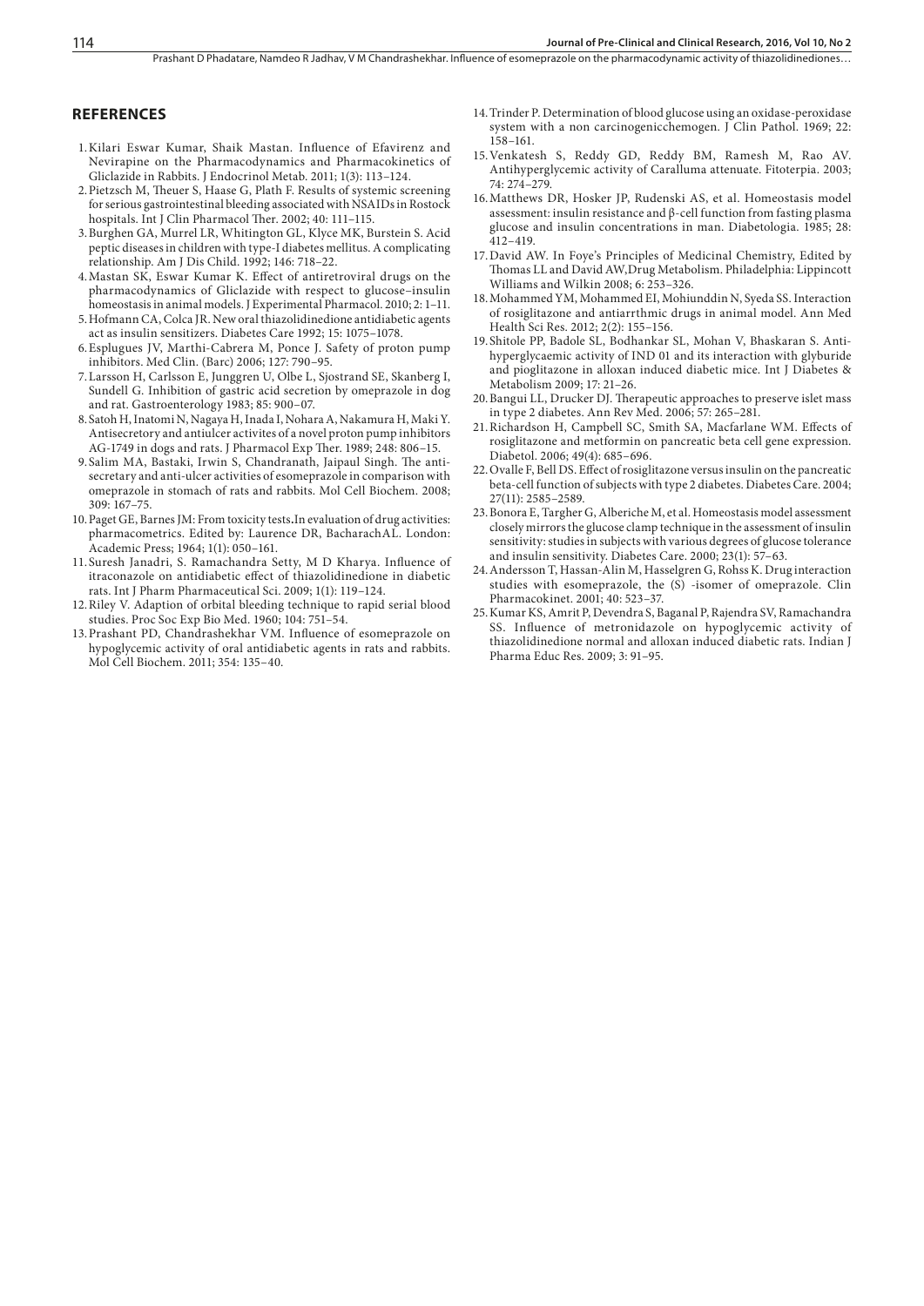## REFERENCES

1. Kilari Eswar Kumar, Shaik Mastan. Influence of Efavirenz and Nevirapine on the Pharmacodynamics and Pharmacokinetics of Gliclazide in Rabbits. J Endocrinol Metab. 2011; 1(3): 113–124.
2. Pietzsch M, Theuer S, Haase G, Plath F. Results of systemic screening for serious gastrointestinal bleeding associated with NSAIDs in Rostock hospitals. Int J Clin Pharmacol Ther. 2002; 40: 111–115.
3. Burghen GA, Murrel LR, Whitington GL, Klyce MK, Burstein S. Acid peptic diseases in children with type-I diabetes mellitus. A complicating relationship. Am J Dis Child. 1992; 146: 718–22.
4. Mastan SK, Eswar Kumar K. Effect of antiretroviral drugs on the pharmacodynamics of Gliclazide with respect to glucose–insulin homeostasis in animal models. J Experimental Pharmacol. 2010; 2: 1–11.
5. Hofmann CA, Colca JR. New oral thiazolidinedione antidiabetic agents act as insulin sensitizers. Diabetes Care 1992; 15: 1075–1078.
6. Esplugues JV, Marthi-Cabrera M, Ponce J. Safety of proton pump inhibitors. Med Clin. (Barc) 2006; 127: 790–95.
7. Larsson H, Carlsson E, Junggren U, Olbe L, Sjostrand SE, Skanberg I, Sundell G. Inhibition of gastric acid secretion by omeprazole in dog and rat. Gastroenterology 1983; 85: 900–07.
8. Satoh H, Inatomi N, Nagaya H, Inada I, Nohara A, Nakamura H, Maki Y. Antisecretory and antiulcer activites of a novel proton pump inhibitors AG-1749 in dogs and rats. J Pharmacol Exp Ther. 1989; 248: 806–15.
9. Salim MA, Bastaki, Irwin S, Chandranath, Jaipaul Singh. The anti-secretary and anti-ulcer activities of esomeprazole in comparison with omeprazole in stomach of rats and rabbits. Mol Cell Biochem. 2008; 309: 167–75.
10. Paget GE, Barnes JM: From toxicity tests.**In** evaluation of drug activities: pharmacometrics. Edited by: Laurence DR, BacharachAL. London: Academic Press; 1964; 1(1): 050–161.
11. Suresh Janadri, S. Ramachandra Setty, M D Kharya. Influence of itraconazole on antidiabetic effect of thiazolidinedione in diabetic rats. Int J Pharm Pharmaceutical Sci. 2009; 1(1): 119–124.
12. Riley V. Adaption of orbital bleeding technique to rapid serial blood studies. Proc Soc Exp Bio Med. 1960; 104: 751–54.
13. Prashant PD, Chandrashekhar VM. Influence of esomeprazole on hypoglycemic activity of oral antidiabetic agents in rats and rabbits. Mol Cell Biochem. 2011; 354: 135–40.
14. Trinder P. Determination of blood glucose using an oxidase-peroxidase system with a non carcinogenicchemogen. J Clin Pathol. 1969; 22: 158–161.
15. Venkatesh S, Reddy GD, Reddy BM, Ramesh M, Rao AV. Antihyperglycemic activity of Caralluma attenuate. Fitoterpia. 2003; 74: 274–279.
16. Matthews DR, Hosker JP, Rudenski AS, et al. Homeostasis model assessment: insulin resistance and β-cell function from fasting plasma glucose and insulin concentrations in man. Diabetologia. 1985; 28: 412–419.
17. David AW. In Foye's Principles of Medicinal Chemistry, Edited by Thomas LL and David AW,Drug Metabolism. Philadelphia: Lippincott Williams and Wilkin 2008; 6: 253–326.
18. Mohammed YM, Mohammed EI, Mohiunddin N, Syeda SS. Interaction of rosiglitazone and antiarrthmic drugs in animal model. Ann Med Health Sci Res. 2012; 2(2): 155–156.
19. Shitole PP, Badole SL, Bodhankar SL, Mohan V, Bhaskaran S. Anti-hyperglycaemic activity of IND 01 and its interaction with glyburide and pioglitazone in alloxan induced diabetic mice. Int J Diabetes & Metabolism 2009; 17: 21–26.
20. Bangui LL, Drucker DJ. Therapeutic approaches to preserve islet mass in type 2 diabetes. Ann Rev Med. 2006; 57: 265–281.
21. Richardson H, Campbell SC, Smith SA, Macfarlane WM. Effects of rosiglitazone and metformin on pancreatic beta cell gene expression. Diabetol. 2006; 49(4): 685–696.
22. Ovalle F, Bell DS. Effect of rosiglitazone versus insulin on the pancreatic beta-cell function of subjects with type 2 diabetes. Diabetes Care. 2004; 27(11): 2585–2589.
23. Bonora E, Targher G, Alberiche M, et al. Homeostasis model assessment closely mirrors the glucose clamp technique in the assessment of insulin sensitivity: studies in subjects with various degrees of glucose tolerance and insulin sensitivity. Diabetes Care. 2000; 23(1): 57–63.
24. Andersson T, Hassan-Alin M, Hasselgren G, Rohss K. Drug interaction studies with esomeprazole, the (S) -isomer of omeprazole. Clin Pharmacokinet. 2001; 40: 523–37.
25. Kumar KS, Amrit P, Devendra S, Baganal P, Rajendra SV, Ramachandra SS. Influence of metronidazole on hypoglycemic activity of thiazolidinedione normal and alloxan induced diabetic rats. Indian J Pharma Educ Res. 2009; 3: 91–95.